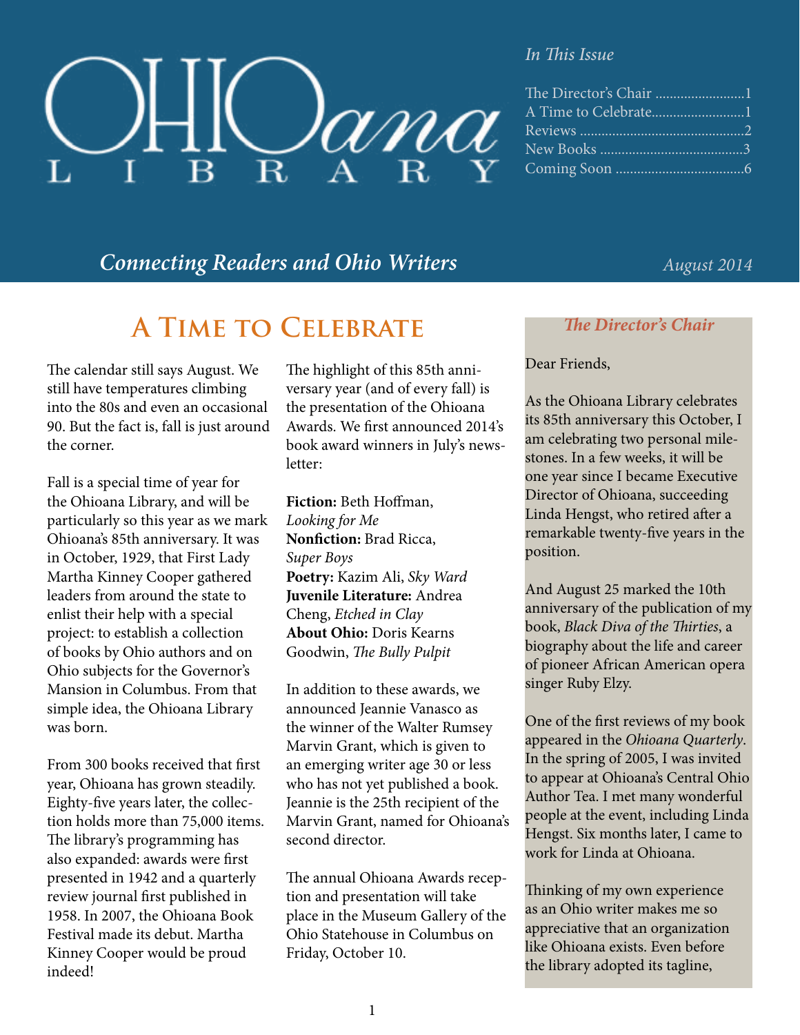# OHIOana LIBRARY

*In This Issue*

The Director's Chair .........................1
A Time to Celebrate..........................1
Reviews .............................................2
New Books ........................................3
Coming Soon ....................................6

*Connecting Readers and Ohio Writers*

*August 2014*

## A Time to Celebrate

The calendar still says August. We still have temperatures climbing into the 80s and even an occasional 90. But the fact is, fall is just around the corner.

Fall is a special time of year for the Ohioana Library, and will be particularly so this year as we mark Ohioana's 85th anniversary. It was in October, 1929, that First Lady Martha Kinney Cooper gathered leaders from around the state to enlist their help with a special project: to establish a collection of books by Ohio authors and on Ohio subjects for the Governor's Mansion in Columbus. From that simple idea, the Ohioana Library was born.

From 300 books received that first year, Ohioana has grown steadily. Eighty-five years later, the collection holds more than 75,000 items. The library's programming has also expanded: awards were first presented in 1942 and a quarterly review journal first published in 1958. In 2007, the Ohioana Book Festival made its debut. Martha Kinney Cooper would be proud indeed!

The highlight of this 85th anniversary year (and of every fall) is the presentation of the Ohioana Awards. We first announced 2014's book award winners in July's newsletter:

**Fiction:** Beth Hoffman, *Looking for Me*
**Nonfiction:** Brad Ricca, *Super Boys*
**Poetry:** Kazim Ali, *Sky Ward*
**Juvenile Literature:** Andrea Cheng, *Etched in Clay*
**About Ohio:** Doris Kearns Goodwin, *The Bully Pulpit*

In addition to these awards, we announced Jeannie Vanasco as the winner of the Walter Rumsey Marvin Grant, which is given to an emerging writer age 30 or less who has not yet published a book. Jeannie is the 25th recipient of the Marvin Grant, named for Ohioana's second director.

The annual Ohioana Awards reception and presentation will take place in the Museum Gallery of the Ohio Statehouse in Columbus on Friday, October 10.

### *The Director's Chair*

Dear Friends,

As the Ohioana Library celebrates its 85th anniversary this October, I am celebrating two personal milestones. In a few weeks, it will be one year since I became Executive Director of Ohioana, succeeding Linda Hengst, who retired after a remarkable twenty-five years in the position.

And August 25 marked the 10th anniversary of the publication of my book, *Black Diva of the Thirties*, a biography about the life and career of pioneer African American opera singer Ruby Elzy.

One of the first reviews of my book appeared in the *Ohioana Quarterly*. In the spring of 2005, I was invited to appear at Ohioana's Central Ohio Author Tea. I met many wonderful people at the event, including Linda Hengst. Six months later, I came to work for Linda at Ohioana.

Thinking of my own experience as an Ohio writer makes me so appreciative that an organization like Ohioana exists. Even before the library adopted its tagline,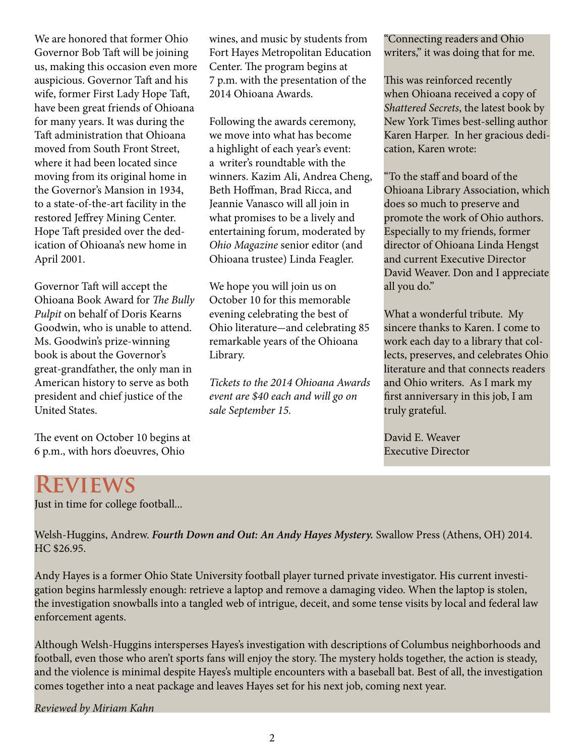We are honored that former Ohio Governor Bob Taft will be joining us, making this occasion even more auspicious. Governor Taft and his wife, former First Lady Hope Taft, have been great friends of Ohioana for many years. It was during the Taft administration that Ohioana moved from South Front Street, where it had been located since moving from its original home in the Governor's Mansion in 1934, to a state-of-the-art facility in the restored Jeffrey Mining Center. Hope Taft presided over the dedication of Ohioana's new home in April 2001.

Governor Taft will accept the Ohioana Book Award for *The Bully Pulpit* on behalf of Doris Kearns Goodwin, who is unable to attend. Ms. Goodwin's prize-winning book is about the Governor's great-grandfather, the only man in American history to serve as both president and chief justice of the United States.

The event on October 10 begins at 6 p.m., with hors d'oeuvres, Ohio wines, and music by students from Fort Hayes Metropolitan Education Center. The program begins at 7 p.m. with the presentation of the 2014 Ohioana Awards.

Following the awards ceremony, we move into what has become a highlight of each year's event: a writer's roundtable with the winners. Kazim Ali, Andrea Cheng, Beth Hoffman, Brad Ricca, and Jeannie Vanasco will all join in what promises to be a lively and entertaining forum, moderated by *Ohio Magazine* senior editor (and Ohioana trustee) Linda Feagler.

We hope you will join us on October 10 for this memorable evening celebrating the best of Ohio literature—and celebrating 85 remarkable years of the Ohioana Library.

*Tickets to the 2014 Ohioana Awards event are $40 each and will go on sale September 15.*

"Connecting readers and Ohio writers," it was doing that for me.

This was reinforced recently when Ohioana received a copy of *Shattered Secrets*, the latest book by New York Times best-selling author Karen Harper. In her gracious dedication, Karen wrote:

"To the staff and board of the Ohioana Library Association, which does so much to preserve and promote the work of Ohio authors. Especially to my friends, former director of Ohioana Linda Hengst and current Executive Director David Weaver. Don and I appreciate all you do."

What a wonderful tribute. My sincere thanks to Karen. I come to work each day to a library that collects, preserves, and celebrates Ohio literature and that connects readers and Ohio writers. As I mark my first anniversary in this job, I am truly grateful.

David E. Weaver
Executive Director

# Reviews

Just in time for college football...

Welsh-Huggins, Andrew. ***Fourth Down and Out: An Andy Hayes Mystery.*** Swallow Press (Athens, OH) 2014. HC $26.95.

Andy Hayes is a former Ohio State University football player turned private investigator. His current investigation begins harmlessly enough: retrieve a laptop and remove a damaging video. When the laptop is stolen, the investigation snowballs into a tangled web of intrigue, deceit, and some tense visits by local and federal law enforcement agents.

Although Welsh-Huggins intersperses Hayes's investigation with descriptions of Columbus neighborhoods and football, even those who aren't sports fans will enjoy the story. The mystery holds together, the action is steady, and the violence is minimal despite Hayes's multiple encounters with a baseball bat. Best of all, the investigation comes together into a neat package and leaves Hayes set for his next job, coming next year.

*Reviewed by Miriam Kahn*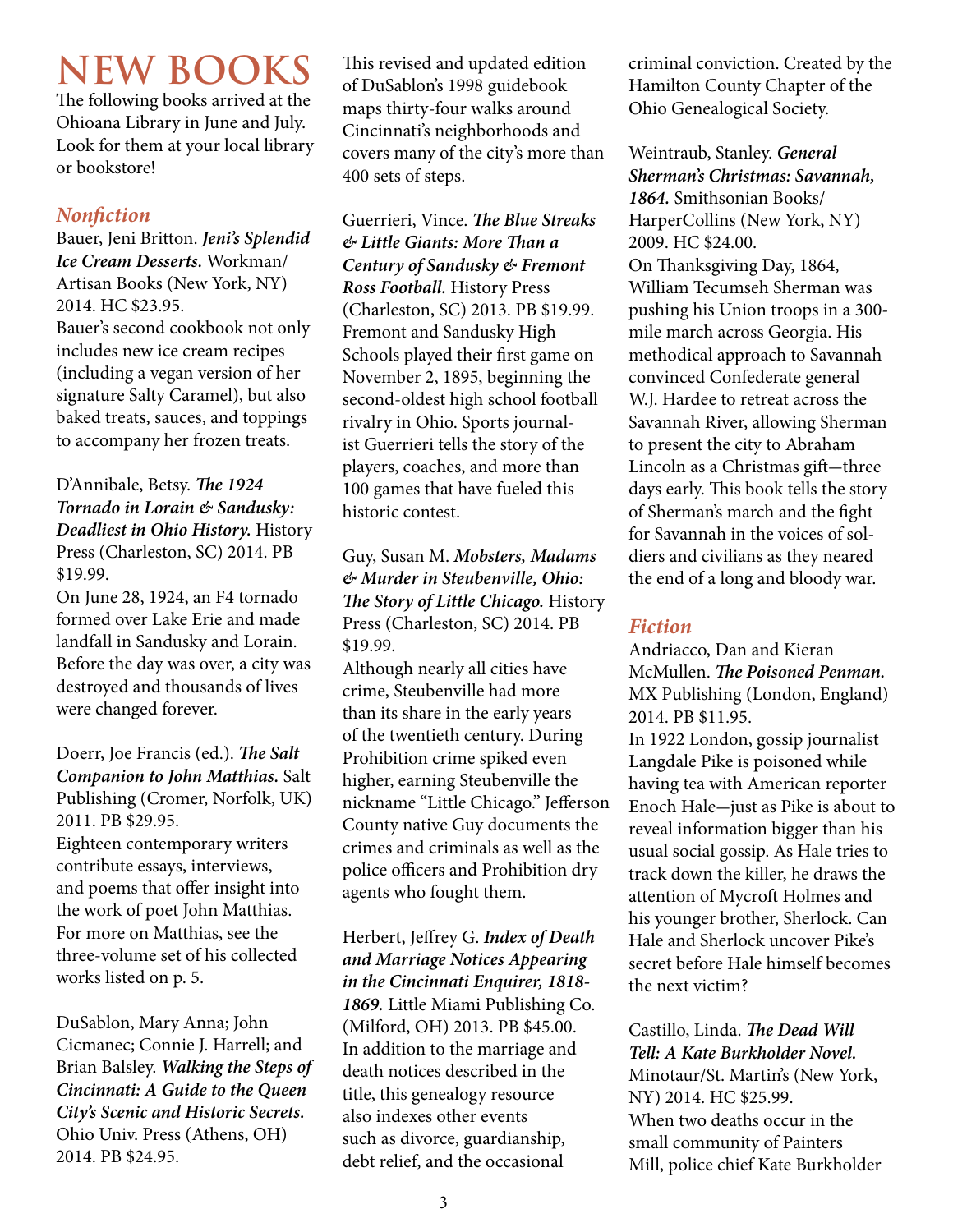# NEW BOOKS

The following books arrived at the Ohioana Library in June and July. Look for them at your local library or bookstore!

## *Nonfiction*

Bauer, Jeni Britton. ***Jeni's Splendid Ice Cream Desserts.*** Workman/ Artisan Books (New York, NY) 2014. HC $23.95.
Bauer's second cookbook not only includes new ice cream recipes (including a vegan version of her signature Salty Caramel), but also baked treats, sauces, and toppings to accompany her frozen treats.

D'Annibale, Betsy. ***The 1924 Tornado in Lorain & Sandusky: Deadliest in Ohio History.*** History Press (Charleston, SC) 2014. PB $19.99.
On June 28, 1924, an F4 tornado formed over Lake Erie and made landfall in Sandusky and Lorain. Before the day was over, a city was destroyed and thousands of lives were changed forever.

Doerr, Joe Francis (ed.). ***The Salt Companion to John Matthias.*** Salt Publishing (Cromer, Norfolk, UK) 2011. PB $29.95.
Eighteen contemporary writers contribute essays, interviews, and poems that offer insight into the work of poet John Matthias. For more on Matthias, see the three-volume set of his collected works listed on p. 5.

DuSablon, Mary Anna; John Cicmanec; Connie J. Harrell; and Brian Balsley. ***Walking the Steps of Cincinnati: A Guide to the Queen City's Scenic and Historic Secrets.*** Ohio Univ. Press (Athens, OH) 2014. PB $24.95.
This revised and updated edition of DuSablon's 1998 guidebook maps thirty-four walks around Cincinnati's neighborhoods and covers many of the city's more than 400 sets of steps.

Guerrieri, Vince. ***The Blue Streaks & Little Giants: More Than a Century of Sandusky & Fremont Ross Football.*** History Press (Charleston, SC) 2013. PB $19.99.
Fremont and Sandusky High Schools played their first game on November 2, 1895, beginning the second-oldest high school football rivalry in Ohio. Sports journalist Guerrieri tells the story of the players, coaches, and more than 100 games that have fueled this historic contest.

Guy, Susan M. ***Mobsters, Madams & Murder in Steubenville, Ohio: The Story of Little Chicago.*** History Press (Charleston, SC) 2014. PB $19.99.
Although nearly all cities have crime, Steubenville had more than its share in the early years of the twentieth century. During Prohibition crime spiked even higher, earning Steubenville the nickname "Little Chicago." Jefferson County native Guy documents the crimes and criminals as well as the police officers and Prohibition dry agents who fought them.

Herbert, Jeffrey G. ***Index of Death and Marriage Notices Appearing in the Cincinnati Enquirer, 1818-1869.*** Little Miami Publishing Co. (Milford, OH) 2013. PB $45.00.
In addition to the marriage and death notices described in the title, this genealogy resource also indexes other events such as divorce, guardianship, debt relief, and the occasional criminal conviction. Created by the Hamilton County Chapter of the Ohio Genealogical Society.

Weintraub, Stanley. ***General Sherman's Christmas: Savannah, 1864.*** Smithsonian Books/ HarperCollins (New York, NY) 2009. HC $24.00.
On Thanksgiving Day, 1864, William Tecumseh Sherman was pushing his Union troops in a 300-mile march across Georgia. His methodical approach to Savannah convinced Confederate general W.J. Hardee to retreat across the Savannah River, allowing Sherman to present the city to Abraham Lincoln as a Christmas gift—three days early. This book tells the story of Sherman's march and the fight for Savannah in the voices of soldiers and civilians as they neared the end of a long and bloody war.

## *Fiction*

Andriacco, Dan and Kieran McMullen. ***The Poisoned Penman.*** MX Publishing (London, England) 2014. PB $11.95.
In 1922 London, gossip journalist Langdale Pike is poisoned while having tea with American reporter Enoch Hale—just as Pike is about to reveal information bigger than his usual social gossip. As Hale tries to track down the killer, he draws the attention of Mycroft Holmes and his younger brother, Sherlock. Can Hale and Sherlock uncover Pike's secret before Hale himself becomes the next victim?

Castillo, Linda. ***The Dead Will Tell: A Kate Burkholder Novel.*** Minotaur/St. Martin's (New York, NY) 2014. HC $25.99.
When two deaths occur in the small community of Painters Mill, police chief Kate Burkholder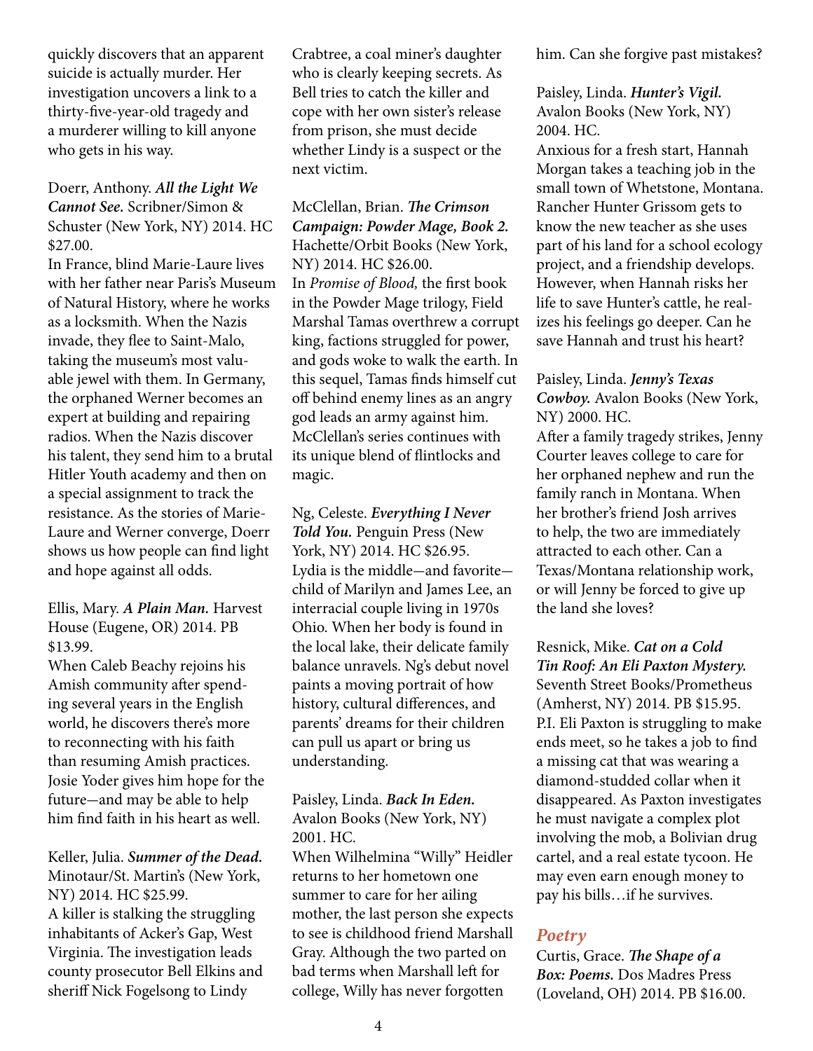quickly discovers that an apparent suicide is actually murder. Her investigation uncovers a link to a thirty-five-year-old tragedy and a murderer willing to kill anyone who gets in his way.

Doerr, Anthony. ***All the Light We Cannot See.*** Scribner/Simon & Schuster (New York, NY) 2014. HC $27.00.
In France, blind Marie-Laure lives with her father near Paris's Museum of Natural History, where he works as a locksmith. When the Nazis invade, they flee to Saint-Malo, taking the museum's most valuable jewel with them. In Germany, the orphaned Werner becomes an expert at building and repairing radios. When the Nazis discover his talent, they send him to a brutal Hitler Youth academy and then on a special assignment to track the resistance. As the stories of Marie-Laure and Werner converge, Doerr shows us how people can find light and hope against all odds.

Ellis, Mary. ***A Plain Man.*** Harvest House (Eugene, OR) 2014. PB $13.99.
When Caleb Beachy rejoins his Amish community after spending several years in the English world, he discovers there's more to reconnecting with his faith than resuming Amish practices. Josie Yoder gives him hope for the future—and may be able to help him find faith in his heart as well.

Keller, Julia. ***Summer of the Dead.*** Minotaur/St. Martin's (New York, NY) 2014. HC $25.99.
A killer is stalking the struggling inhabitants of Acker's Gap, West Virginia. The investigation leads county prosecutor Bell Elkins and sheriff Nick Fogelsong to Lindy Crabtree, a coal miner's daughter who is clearly keeping secrets. As Bell tries to catch the killer and cope with her own sister's release from prison, she must decide whether Lindy is a suspect or the next victim.

McClellan, Brian. ***The Crimson Campaign: Powder Mage, Book 2.*** Hachette/Orbit Books (New York, NY) 2014. HC $26.00.
In *Promise of Blood,* the first book in the Powder Mage trilogy, Field Marshal Tamas overthrew a corrupt king, factions struggled for power, and gods woke to walk the earth. In this sequel, Tamas finds himself cut off behind enemy lines as an angry god leads an army against him. McClellan's series continues with its unique blend of flintlocks and magic.

Ng, Celeste. ***Everything I Never Told You.*** Penguin Press (New York, NY) 2014. HC $26.95.
Lydia is the middle—and favorite—child of Marilyn and James Lee, an interracial couple living in 1970s Ohio. When her body is found in the local lake, their delicate family balance unravels. Ng's debut novel paints a moving portrait of how history, cultural differences, and parents' dreams for their children can pull us apart or bring us understanding.

Paisley, Linda. ***Back In Eden.*** Avalon Books (New York, NY) 2001. HC.
When Wilhelmina "Willy" Heidler returns to her hometown one summer to care for her ailing mother, the last person she expects to see is childhood friend Marshall Gray. Although the two parted on bad terms when Marshall left for college, Willy has never forgotten him. Can she forgive past mistakes?

Paisley, Linda. ***Hunter's Vigil.*** Avalon Books (New York, NY) 2004. HC.
Anxious for a fresh start, Hannah Morgan takes a teaching job in the small town of Whetstone, Montana. Rancher Hunter Grissom gets to know the new teacher as she uses part of his land for a school ecology project, and a friendship develops. However, when Hannah risks her life to save Hunter's cattle, he realizes his feelings go deeper. Can he save Hannah and trust his heart?

Paisley, Linda. ***Jenny's Texas Cowboy.*** Avalon Books (New York, NY) 2000. HC.
After a family tragedy strikes, Jenny Courter leaves college to care for her orphaned nephew and run the family ranch in Montana. When her brother's friend Josh arrives to help, the two are immediately attracted to each other. Can a Texas/Montana relationship work, or will Jenny be forced to give up the land she loves?

Resnick, Mike. ***Cat on a Cold Tin Roof: An Eli Paxton Mystery.*** Seventh Street Books/Prometheus (Amherst, NY) 2014. PB $15.95.
P.I. Eli Paxton is struggling to make ends meet, so he takes a job to find a missing cat that was wearing a diamond-studded collar when it disappeared. As Paxton investigates he must navigate a complex plot involving the mob, a Bolivian drug cartel, and a real estate tycoon. He may even earn enough money to pay his bills…if he survives.

## *Poetry*

Curtis, Grace. ***The Shape of a Box: Poems.*** Dos Madres Press (Loveland, OH) 2014. PB $16.00.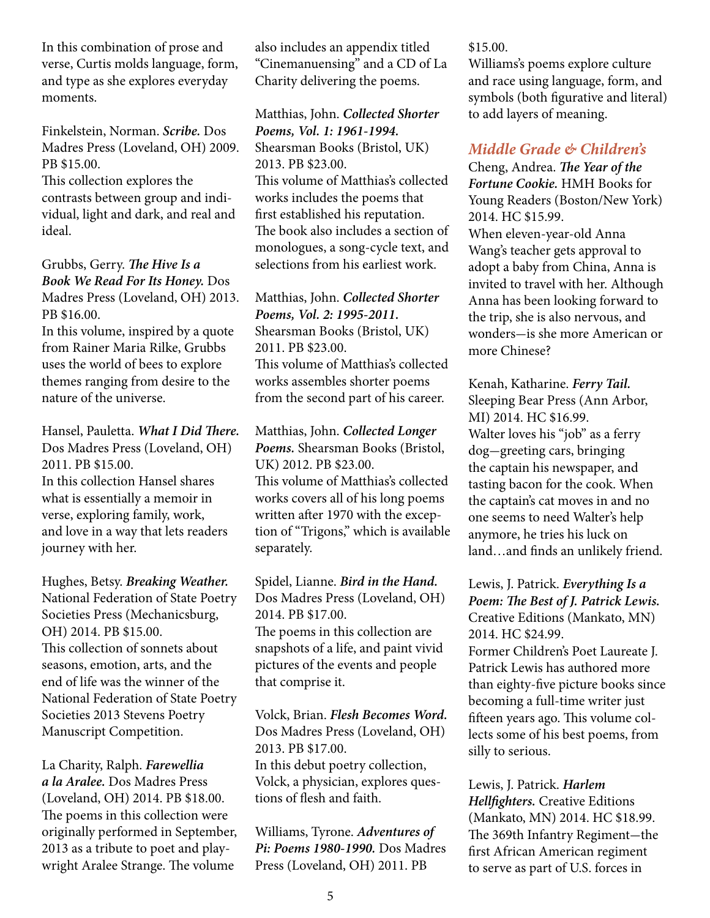In this combination of prose and verse, Curtis molds language, form, and type as she explores everyday moments.

Finkelstein, Norman. ***Scribe.*** Dos Madres Press (Loveland, OH) 2009. PB $15.00.
This collection explores the contrasts between group and individual, light and dark, and real and ideal.

Grubbs, Gerry. ***The Hive Is a Book We Read For Its Honey.*** Dos Madres Press (Loveland, OH) 2013. PB $16.00.
In this volume, inspired by a quote from Rainer Maria Rilke, Grubbs uses the world of bees to explore themes ranging from desire to the nature of the universe.

Hansel, Pauletta. ***What I Did There.*** Dos Madres Press (Loveland, OH) 2011. PB $15.00.
In this collection Hansel shares what is essentially a memoir in verse, exploring family, work, and love in a way that lets readers journey with her.

Hughes, Betsy. ***Breaking Weather.*** National Federation of State Poetry Societies Press (Mechanicsburg, OH) 2014. PB $15.00.
This collection of sonnets about seasons, emotion, arts, and the end of life was the winner of the National Federation of State Poetry Societies 2013 Stevens Poetry Manuscript Competition.

La Charity, Ralph. ***Farewellia a la Aralee.*** Dos Madres Press (Loveland, OH) 2014. PB $18.00.
The poems in this collection were originally performed in September, 2013 as a tribute to poet and playwright Aralee Strange. The volume also includes an appendix titled "Cinemanuensing" and a CD of La Charity delivering the poems.

Matthias, John. ***Collected Shorter Poems, Vol. 1: 1961-1994.*** Shearsman Books (Bristol, UK) 2013. PB $23.00.
This volume of Matthias's collected works includes the poems that first established his reputation. The book also includes a section of monologues, a song-cycle text, and selections from his earliest work.

Matthias, John. ***Collected Shorter Poems, Vol. 2: 1995-2011.*** Shearsman Books (Bristol, UK) 2011. PB $23.00.
This volume of Matthias's collected works assembles shorter poems from the second part of his career.

Matthias, John. ***Collected Longer Poems.*** Shearsman Books (Bristol, UK) 2012. PB $23.00.
This volume of Matthias's collected works covers all of his long poems written after 1970 with the exception of "Trigons," which is available separately.

Spidel, Lianne. ***Bird in the Hand.*** Dos Madres Press (Loveland, OH) 2014. PB $17.00.
The poems in this collection are snapshots of a life, and paint vivid pictures of the events and people that comprise it.

Volck, Brian. ***Flesh Becomes Word.*** Dos Madres Press (Loveland, OH) 2013. PB $17.00.
In this debut poetry collection, Volck, a physician, explores questions of flesh and faith.

Williams, Tyrone. ***Adventures of Pi: Poems 1980-1990.*** Dos Madres Press (Loveland, OH) 2011. PB $15.00.
Williams's poems explore culture and race using language, form, and symbols (both figurative and literal) to add layers of meaning.

## *Middle Grade & Children's*

Cheng, Andrea. ***The Year of the Fortune Cookie.*** HMH Books for Young Readers (Boston/New York) 2014. HC $15.99.
When eleven-year-old Anna Wang's teacher gets approval to adopt a baby from China, Anna is invited to travel with her. Although Anna has been looking forward to the trip, she is also nervous, and wonders—is she more American or more Chinese?

Kenah, Katharine. ***Ferry Tail.*** Sleeping Bear Press (Ann Arbor, MI) 2014. HC $16.99.
Walter loves his "job" as a ferry dog—greeting cars, bringing the captain his newspaper, and tasting bacon for the cook. When the captain's cat moves in and no one seems to need Walter's help anymore, he tries his luck on land…and finds an unlikely friend.

Lewis, J. Patrick. ***Everything Is a Poem: The Best of J. Patrick Lewis.*** Creative Editions (Mankato, MN) 2014. HC $24.99.
Former Children's Poet Laureate J. Patrick Lewis has authored more than eighty-five picture books since becoming a full-time writer just fifteen years ago. This volume collects some of his best poems, from silly to serious.

Lewis, J. Patrick. ***Harlem Hellfighters.*** Creative Editions (Mankato, MN) 2014. HC $18.99.
The 369th Infantry Regiment—the first African American regiment to serve as part of U.S. forces in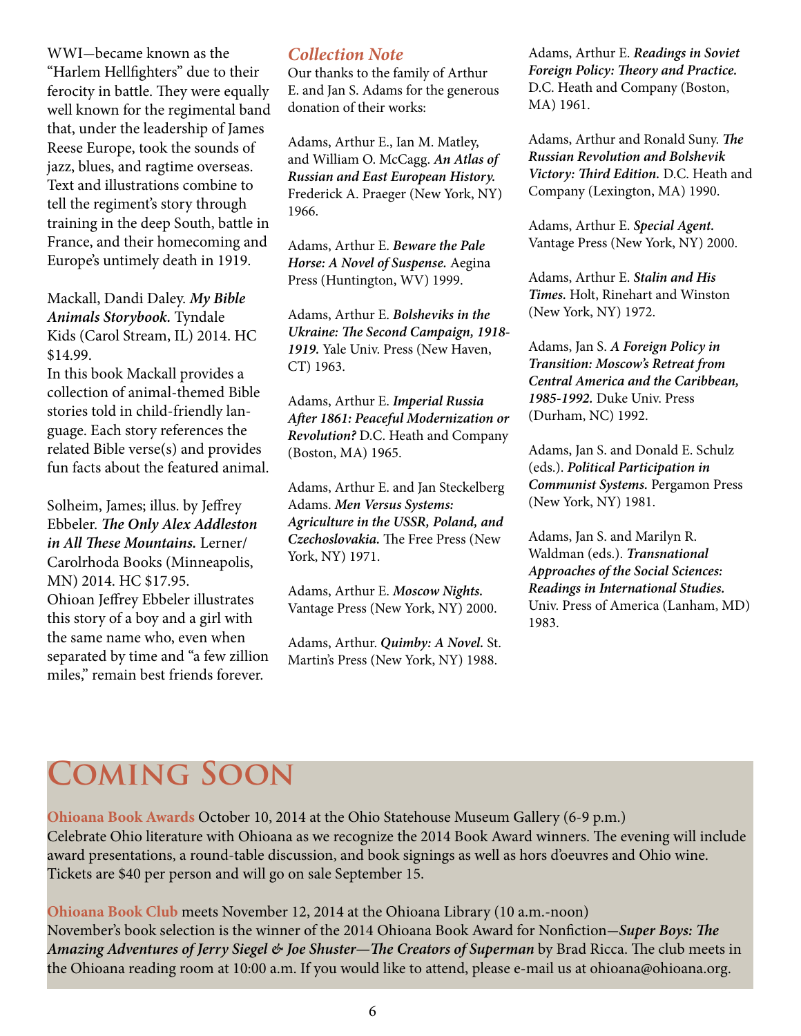WWI—became known as the "Harlem Hellfighters" due to their ferocity in battle. They were equally well known for the regimental band that, under the leadership of James Reese Europe, took the sounds of jazz, blues, and ragtime overseas. Text and illustrations combine to tell the regiment's story through training in the deep South, battle in France, and their homecoming and Europe's untimely death in 1919.

Mackall, Dandi Daley. ***My Bible Animals Storybook.*** Tyndale Kids (Carol Stream, IL) 2014. HC $14.99.
In this book Mackall provides a collection of animal-themed Bible stories told in child-friendly language. Each story references the related Bible verse(s) and provides fun facts about the featured animal.

Solheim, James; illus. by Jeffrey Ebbeler. ***The Only Alex Addleston in All These Mountains.*** Lerner/Carolrhoda Books (Minneapolis, MN) 2014. HC $17.95.
Ohioan Jeffrey Ebbeler illustrates this story of a boy and a girl with the same name who, even when separated by time and "a few zillion miles," remain best friends forever.

## *Collection Note*

Our thanks to the family of Arthur E. and Jan S. Adams for the generous donation of their works:

Adams, Arthur E., Ian M. Matley, and William O. McCagg. ***An Atlas of Russian and East European History.*** Frederick A. Praeger (New York, NY) 1966.

Adams, Arthur E. ***Beware the Pale Horse: A Novel of Suspense.*** Aegina Press (Huntington, WV) 1999.

Adams, Arthur E. ***Bolsheviks in the Ukraine: The Second Campaign, 1918-1919.*** Yale Univ. Press (New Haven, CT) 1963.

Adams, Arthur E. ***Imperial Russia After 1861: Peaceful Modernization or Revolution?*** D.C. Heath and Company (Boston, MA) 1965.

Adams, Arthur E. and Jan Steckelberg Adams. ***Men Versus Systems: Agriculture in the USSR, Poland, and Czechoslovakia.*** The Free Press (New York, NY) 1971.

Adams, Arthur E. ***Moscow Nights.*** Vantage Press (New York, NY) 2000.

Adams, Arthur. ***Quimby: A Novel.*** St. Martin's Press (New York, NY) 1988.

Adams, Arthur E. ***Readings in Soviet Foreign Policy: Theory and Practice.*** D.C. Heath and Company (Boston, MA) 1961.

Adams, Arthur and Ronald Suny. ***The Russian Revolution and Bolshevik Victory: Third Edition.*** D.C. Heath and Company (Lexington, MA) 1990.

Adams, Arthur E. ***Special Agent.*** Vantage Press (New York, NY) 2000.

Adams, Arthur E. ***Stalin and His Times.*** Holt, Rinehart and Winston (New York, NY) 1972.

Adams, Jan S. ***A Foreign Policy in Transition: Moscow's Retreat from Central America and the Caribbean, 1985-1992.*** Duke Univ. Press (Durham, NC) 1992.

Adams, Jan S. and Donald E. Schulz (eds.). ***Political Participation in Communist Systems.*** Pergamon Press (New York, NY) 1981.

Adams, Jan S. and Marilyn R. Waldman (eds.). ***Transnational Approaches of the Social Sciences: Readings in International Studies.*** Univ. Press of America (Lanham, MD) 1983.

# Coming Soon

**Ohioana Book Awards** October 10, 2014 at the Ohio Statehouse Museum Gallery (6-9 p.m.)
Celebrate Ohio literature with Ohioana as we recognize the 2014 Book Award winners. The evening will include award presentations, a round-table discussion, and book signings as well as hors d'oeuvres and Ohio wine. Tickets are $40 per person and will go on sale September 15.

**Ohioana Book Club** meets November 12, 2014 at the Ohioana Library (10 a.m.-noon)
November's book selection is the winner of the 2014 Ohioana Book Award for Nonfiction—***Super Boys: The Amazing Adventures of Jerry Siegel & Joe Shuster—The Creators of Superman*** by Brad Ricca. The club meets in the Ohioana reading room at 10:00 a.m. If you would like to attend, please e-mail us at ohioana@ohioana.org.